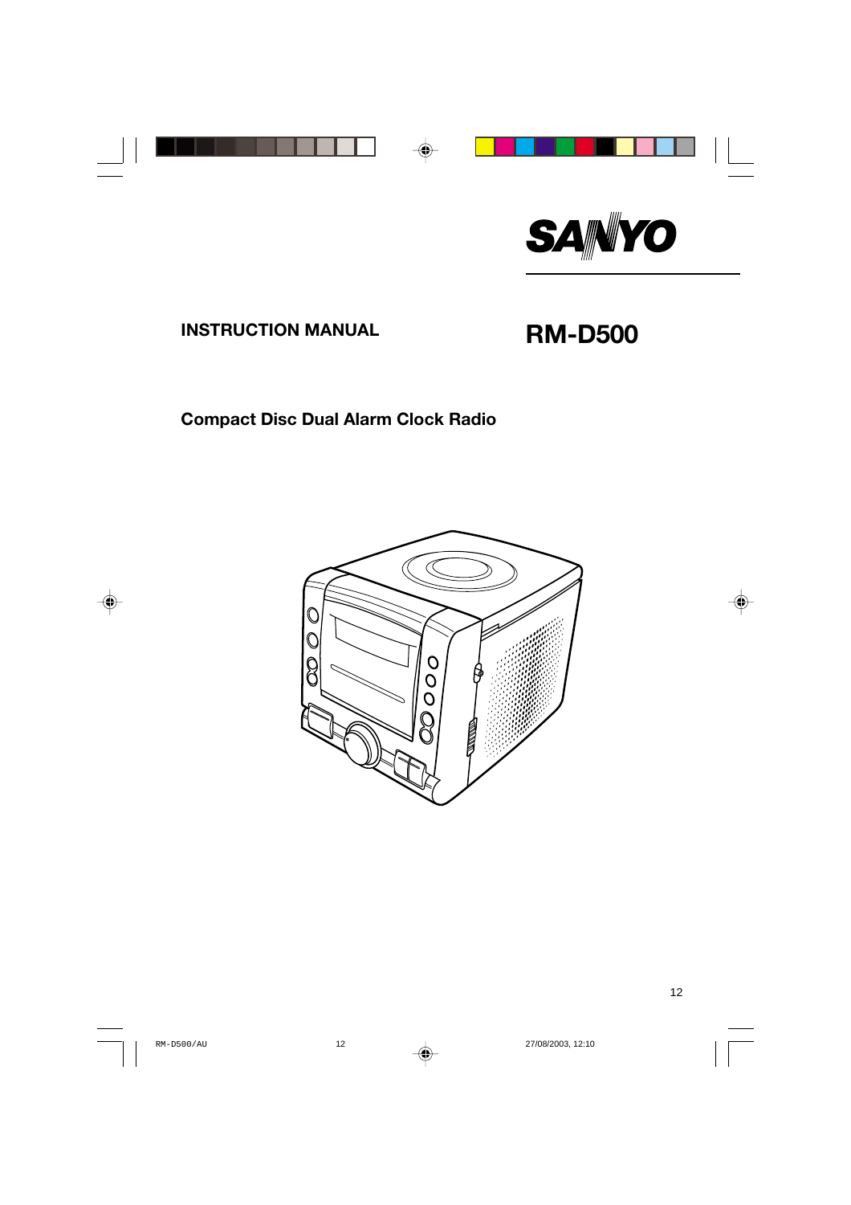SANYO

**INSTRUCTION MANUAL**

# RM-D500

## Compact Disc Dual Alarm Clock Radio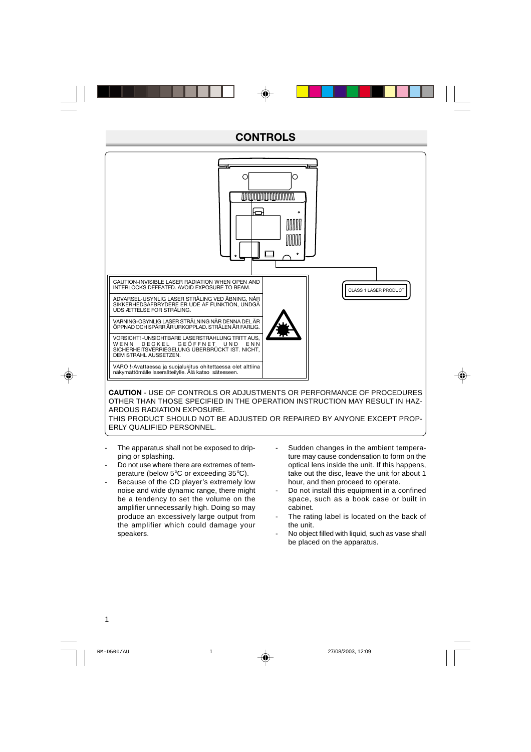# CONTROLS

| | |
|---|---|
| CAUTION-INVISIBLE LASER RADIATION WHEN OPEN AND INTERLOCKS DEFEATED. AVOID EXPOSURE TO BEAM. | |
| ADVARSEL-USYNLIG LASER STRÅLING VED ÅBNING, NÅR SIKKERHEDSAFBRYDERE ER UDE AF FUNKTION, UNDGÅ UDS ÆTTELSE FOR STRÅLING. | |
| VARNING-OSYNLIG LASER STRÅLNING NÄR DENNA DEL ÄR ÖPPNAD OCH SPÄRR ÄR URKOPPLAD. STRÅLEN ÄR FARLIG. | |
| VORSICHT! -UNSICHTBARE LASERSTRAHLUNG TRITT AUS, WENN DECKEL GEÖFFNET UND ENN SICHERHEITSVERRIEGELUNG ÜBERBRÜCKT IST. NICHT, DEM STRAHL AUSSETZEN. | |
| VARO !-Avattaessa ja suojalukitus ohitettaessa olet alttiina näkymättömälle lasersäteilylle. Älä katso säteeseen. | |

CLASS 1 LASER PRODUCT

**CAUTION** - USE OF CONTROLS OR ADJUSTMENTS OR PERFORMANCE OF PROCEDURES OTHER THAN THOSE SPECIFIED IN THE OPERATION INSTRUCTION MAY RESULT IN HAZARDOUS RADIATION EXPOSURE.

THIS PRODUCT SHOULD NOT BE ADJUSTED OR REPAIRED BY ANYONE EXCEPT PROPERLY QUALIFIED PERSONNEL.

- The apparatus shall not be exposed to dripping or splashing.
- Do not use where there are extremes of temperature (below 5°C or exceeding 35°C).
- Because of the CD player's extremely low noise and wide dynamic range, there might be a tendency to set the volume on the amplifier unnecessarily high. Doing so may produce an excessively large output from the amplifier which could damage your speakers.
- Sudden changes in the ambient temperature may cause condensation to form on the optical lens inside the unit. If this happens, take out the disc, leave the unit for about 1 hour, and then proceed to operate.
- Do not install this equipment in a confined space, such as a book case or built in cabinet.
- The rating label is located on the back of the unit.
- No object filled with liquid, such as vase shall be placed on the apparatus.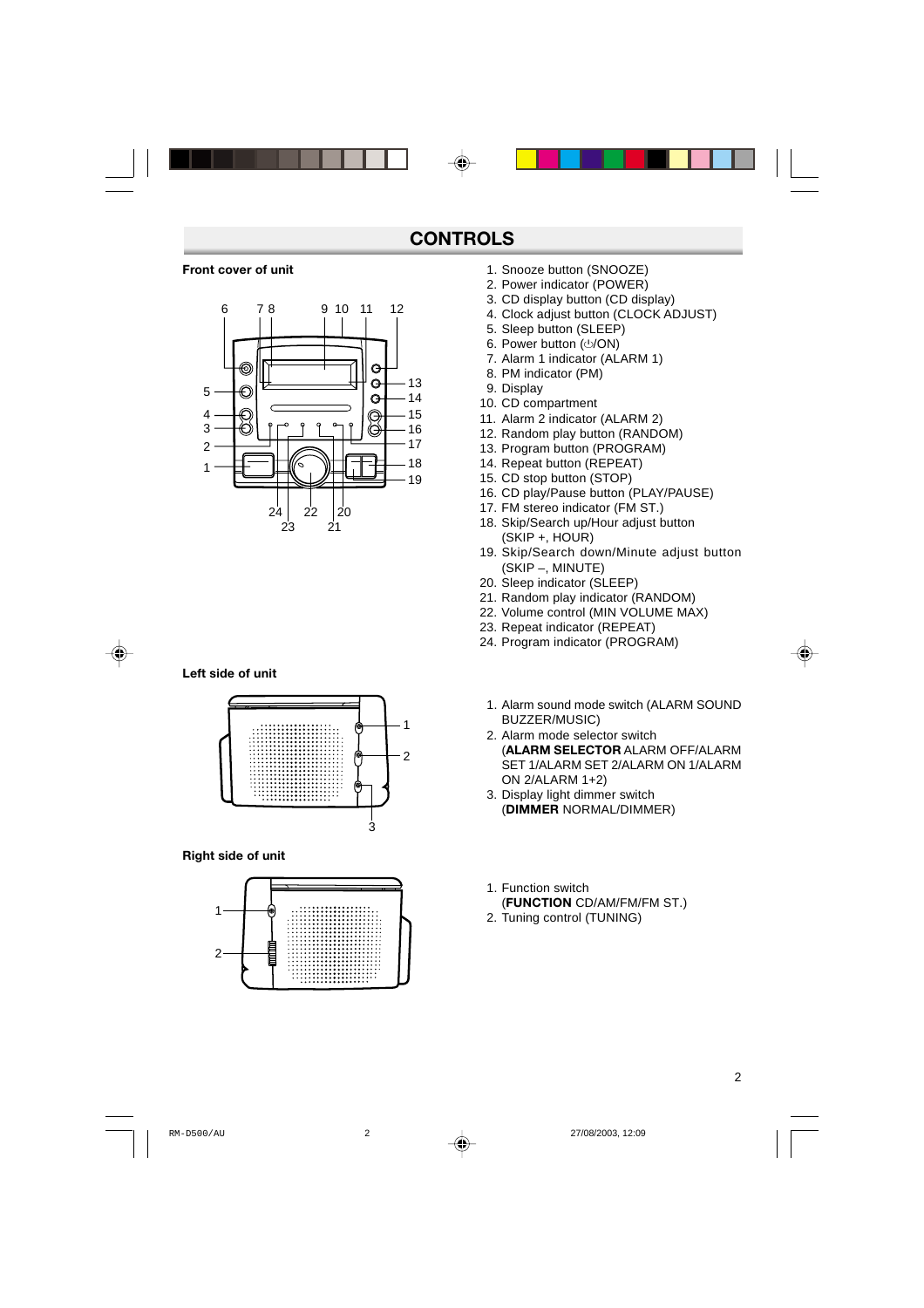# CONTROLS

**Front cover of unit**

1. Snooze button (SNOOZE)
2. Power indicator (POWER)
3. CD display button (CD display)
4. Clock adjust button (CLOCK ADJUST)
5. Sleep button (SLEEP)
6. Power button (⏻/ON)
7. Alarm 1 indicator (ALARM 1)
8. PM indicator (PM)
9. Display
10. CD compartment
11. Alarm 2 indicator (ALARM 2)
12. Random play button (RANDOM)
13. Program button (PROGRAM)
14. Repeat button (REPEAT)
15. CD stop button (STOP)
16. CD play/Pause button (PLAY/PAUSE)
17. FM stereo indicator (FM ST.)
18. Skip/Search up/Hour adjust button (SKIP +, HOUR)
19. Skip/Search down/Minute adjust button (SKIP –, MINUTE)
20. Sleep indicator (SLEEP)
21. Random play indicator (RANDOM)
22. Volume control (MIN VOLUME MAX)
23. Repeat indicator (REPEAT)
24. Program indicator (PROGRAM)

**Left side of unit**

1. Alarm sound mode switch (ALARM SOUND BUZZER/MUSIC)
2. Alarm mode selector switch (**ALARM SELECTOR** ALARM OFF/ALARM SET 1/ALARM SET 2/ALARM ON 1/ALARM ON 2/ALARM 1+2)
3. Display light dimmer switch (**DIMMER** NORMAL/DIMMER)

**Right side of unit**

1. Function switch (**FUNCTION** CD/AM/FM/FM ST.)
2. Tuning control (TUNING)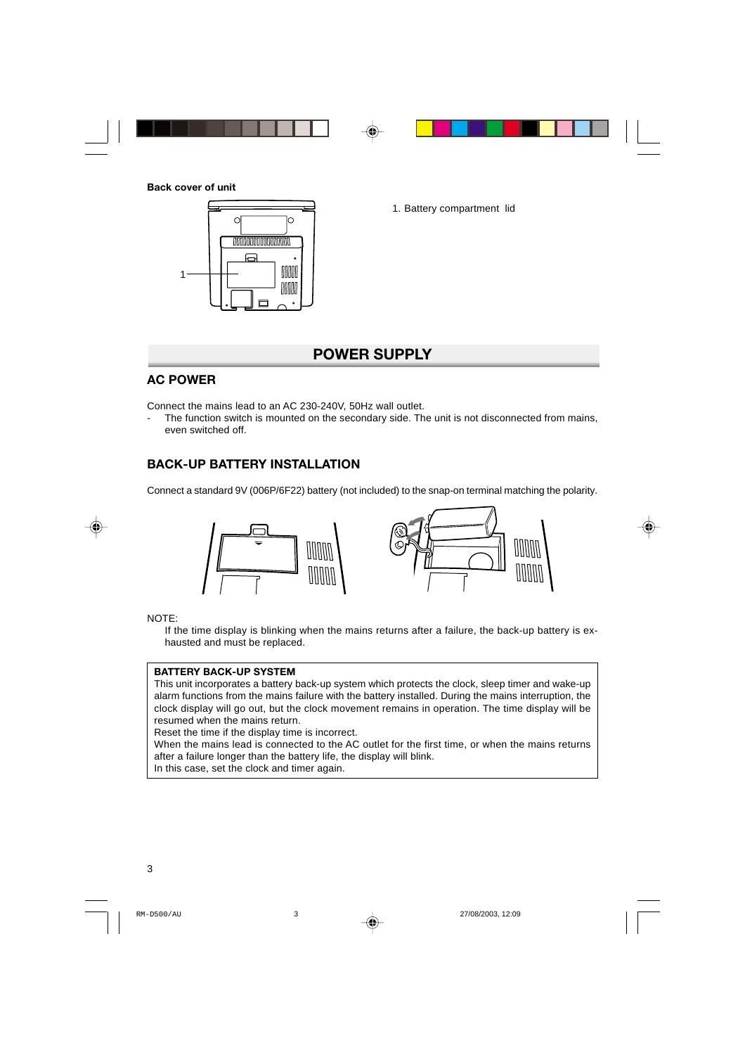**Back cover of unit**

1. Battery compartment lid

# POWER SUPPLY

## AC POWER

Connect the mains lead to an AC 230-240V, 50Hz wall outlet.

- The function switch is mounted on the secondary side. The unit is not disconnected from mains, even switched off.

## BACK-UP BATTERY INSTALLATION

Connect a standard 9V (006P/6F22) battery (not included) to the snap-on terminal matching the polarity.

NOTE:

If the time display is blinking when the mains returns after a failure, the back-up battery is exhausted and must be replaced.

**BATTERY BACK-UP SYSTEM**

This unit incorporates a battery back-up system which protects the clock, sleep timer and wake-up alarm functions from the mains failure with the battery installed. During the mains interruption, the clock display will go out, but the clock movement remains in operation. The time display will be resumed when the mains return.

Reset the time if the display time is incorrect.

When the mains lead is connected to the AC outlet for the first time, or when the mains returns after a failure longer than the battery life, the display will blink.

In this case, set the clock and timer again.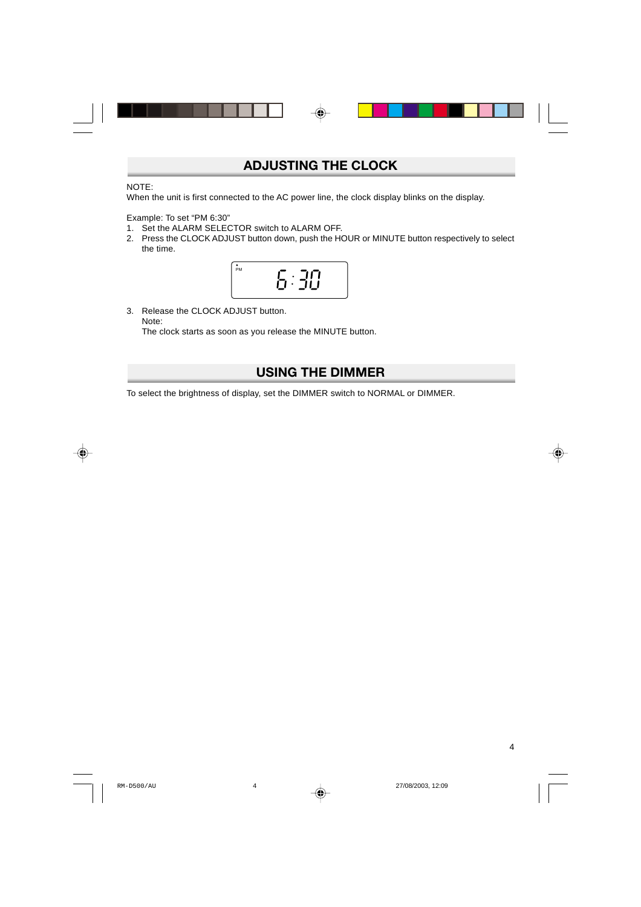## ADJUSTING THE CLOCK

NOTE:
When the unit is first connected to the AC power line, the clock display blinks on the display.

Example: To set "PM 6:30"

1. Set the ALARM SELECTOR switch to ALARM OFF.
2. Press the CLOCK ADJUST button down, push the HOUR or MINUTE button respectively to select the time.

PM 6:30

3. Release the CLOCK ADJUST button.
   Note:
   The clock starts as soon as you release the MINUTE button.

## USING THE DIMMER

To select the brightness of display, set the DIMMER switch to NORMAL or DIMMER.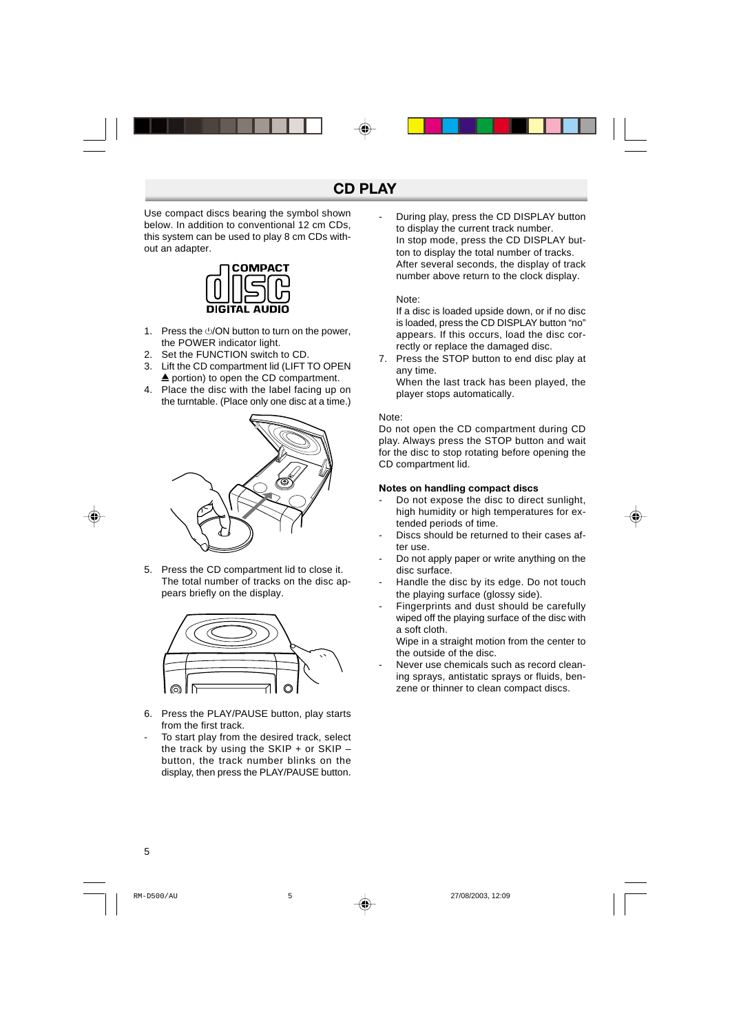# CD PLAY

Use compact discs bearing the symbol shown below. In addition to conventional 12 cm CDs, this system can be used to play 8 cm CDs without an adapter.

1. Press the ⏻/ON button to turn on the power, the POWER indicator light.
2. Set the FUNCTION switch to CD.
3. Lift the CD compartment lid (LIFT TO OPEN ▲ portion) to open the CD compartment.
4. Place the disc with the label facing up on the turntable. (Place only one disc at a time.)
5. Press the CD compartment lid to close it. The total number of tracks on the disc appears briefly on the display.
6. Press the PLAY/PAUSE button, play starts from the first track.

- To start play from the desired track, select the track by using the SKIP + or SKIP – button, the track number blinks on the display, then press the PLAY/PAUSE button.
- During play, press the CD DISPLAY button to display the current track number. In stop mode, press the CD DISPLAY button to display the total number of tracks. After several seconds, the display of track number above return to the clock display.

  Note:
  If a disc is loaded upside down, or if no disc is loaded, press the CD DISPLAY button "no" appears. If this occurs, load the disc correctly or replace the damaged disc.

7. Press the STOP button to end disc play at any time.
   When the last track has been played, the player stops automatically.

Note:
Do not open the CD compartment during CD play. Always press the STOP button and wait for the disc to stop rotating before opening the CD compartment lid.

**Notes on handling compact discs**

- Do not expose the disc to direct sunlight, high humidity or high temperatures for extended periods of time.
- Discs should be returned to their cases after use.
- Do not apply paper or write anything on the disc surface.
- Handle the disc by its edge. Do not touch the playing surface (glossy side).
- Fingerprints and dust should be carefully wiped off the playing surface of the disc with a soft cloth.
  Wipe in a straight motion from the center to the outside of the disc.
- Never use chemicals such as record cleaning sprays, antistatic sprays or fluids, benzene or thinner to clean compact discs.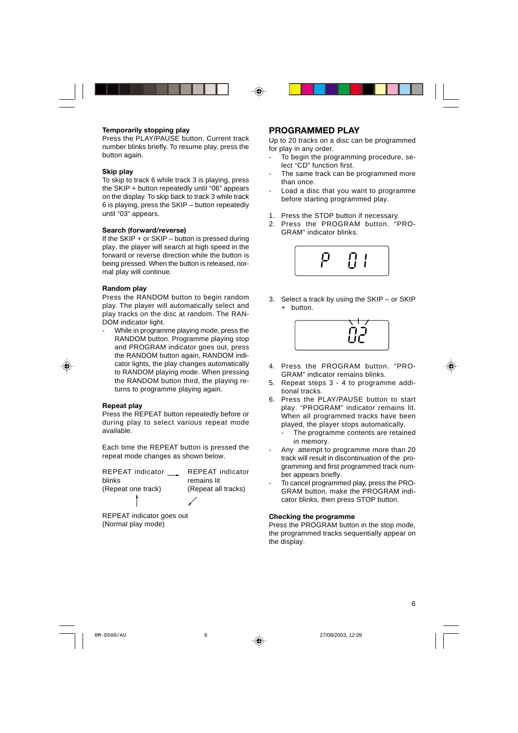#### Temporarily stopping play

Press the PLAY/PAUSE button. Current track number blinks briefly. To resume play, press the button again.

#### Skip play

To skip to track 6 while track 3 is playing, press the SKIP + button repeatedly until "06" appears on the display. To skip back to track 3 while track 6 is playing, press the SKIP – button repeatedly until "03" appears.

#### Search (forward/reverse)

If the SKIP + or SKIP – button is pressed during play, the player will search at high speed in the forward or reverse direction while the button is being pressed. When the button is released, normal play will continue.

#### Random play

Press the RANDOM button to begin random play. The player will automatically select and play tracks on the disc at random. The RANDOM indicator light.

- While in programme playing mode, press the RANDOM button. Programme playing stop and PROGRAM indicator goes out, press the RANDOM button again, RANDOM indicator lights, the play changes automatically to RANDOM playing mode. When pressing the RANDOM button third, the playing returns to programme playing again.

#### Repeat play

Press the REPEAT button repeatedly before or during play to select various repeat mode available.

Each time the REPEAT button is pressed the repeat mode changes as shown below.

REPEAT indicator blinks (Repeat one track) → REPEAT indicator remains lit (Repeat all tracks) → REPEAT indicator goes out (Normal play mode) → REPEAT indicator blinks (Repeat one track)

## PROGRAMMED PLAY

Up to 20 tracks on a disc can be programmed for play in any order.

- To begin the programming procedure, select "CD" function first.
- The same track can be programmed more than once.
- Load a disc that you want to programme before starting programmed play.

1. Press the STOP button if necessary.
2. Press the PROGRAM button. "PROGRAM" indicator blinks.

   P 01

3. Select a track by using the SKIP – or SKIP + button.

   02

4. Press the PROGRAM button. "PROGRAM" indicator remains blinks.
5. Repeat steps 3 - 4 to programme additional tracks.
6. Press the PLAY/PAUSE button to start play. "PROGRAM" indicator remains lit. When all programmed tracks have been played, the player stops automatically.
   - The programme contents are retained in memory.

- Any attempt to programme more than 20 track will result in discontinuation of the programming and first programmed track number appears briefly.
- To cancel programmed play, press the PROGRAM button, make the PROGRAM indicator blinks, then press STOP button.

#### Checking the programme

Press the PROGRAM button in the stop mode, the programmed tracks sequentially appear on the display.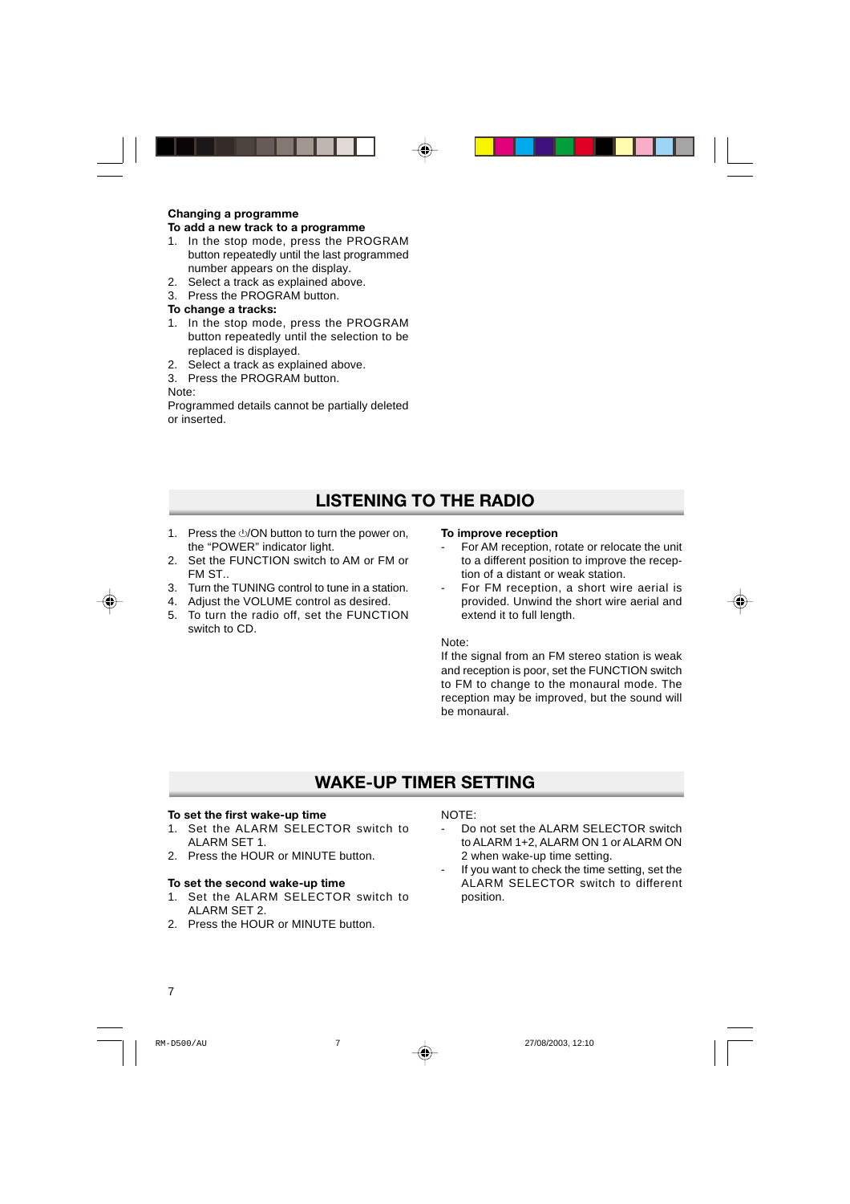**Changing a programme**

**To add a new track to a programme**

1. In the stop mode, press the PROGRAM button repeatedly until the last programmed number appears on the display.
2. Select a track as explained above.
3. Press the PROGRAM button.

**To change a tracks:**

1. In the stop mode, press the PROGRAM button repeatedly until the selection to be replaced is displayed.
2. Select a track as explained above.
3. Press the PROGRAM button.

Note:
Programmed details cannot be partially deleted or inserted.

## LISTENING TO THE RADIO

1. Press the ⏻/ON button to turn the power on, the "POWER" indicator light.
2. Set the FUNCTION switch to AM or FM or FM ST..
3. Turn the TUNING control to tune in a station.
4. Adjust the VOLUME control as desired.
5. To turn the radio off, set the FUNCTION switch to CD.

**To improve reception**

- For AM reception, rotate or relocate the unit to a different position to improve the reception of a distant or weak station.
- For FM reception, a short wire aerial is provided. Unwind the short wire aerial and extend it to full length.

Note:
If the signal from an FM stereo station is weak and reception is poor, set the FUNCTION switch to FM to change to the monaural mode. The reception may be improved, but the sound will be monaural.

## WAKE-UP TIMER SETTING

**To set the first wake-up time**

1. Set the ALARM SELECTOR switch to ALARM SET 1.
2. Press the HOUR or MINUTE button.

**To set the second wake-up time**

1. Set the ALARM SELECTOR switch to ALARM SET 2.
2. Press the HOUR or MINUTE button.

NOTE:

- Do not set the ALARM SELECTOR switch to ALARM 1+2, ALARM ON 1 or ALARM ON 2 when wake-up time setting.
- If you want to check the time setting, set the ALARM SELECTOR switch to different position.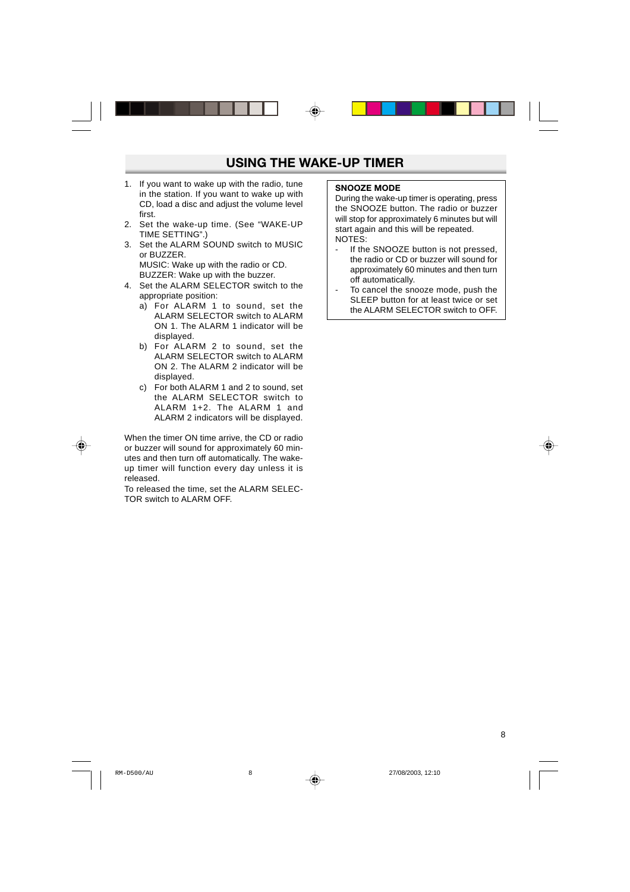# USING THE WAKE-UP TIMER

1. If you want to wake up with the radio, tune in the station. If you want to wake up with CD, load a disc and adjust the volume level first.
2. Set the wake-up time. (See "WAKE-UP TIME SETTING".)
3. Set the ALARM SOUND switch to MUSIC or BUZZER.
   MUSIC: Wake up with the radio or CD.
   BUZZER: Wake up with the buzzer.
4. Set the ALARM SELECTOR switch to the appropriate position:
   a) For ALARM 1 to sound, set the ALARM SELECTOR switch to ALARM ON 1. The ALARM 1 indicator will be displayed.
   b) For ALARM 2 to sound, set the ALARM SELECTOR switch to ALARM ON 2. The ALARM 2 indicator will be displayed.
   c) For both ALARM 1 and 2 to sound, set the ALARM SELECTOR switch to ALARM 1+2. The ALARM 1 and ALARM 2 indicators will be displayed.

When the timer ON time arrive, the CD or radio or buzzer will sound for approximately 60 minutes and then turn off automatically. The wake-up timer will function every day unless it is released.

To released the time, set the ALARM SELECTOR switch to ALARM OFF.

**SNOOZE MODE**

During the wake-up timer is operating, press the SNOOZE button. The radio or buzzer will stop for approximately 6 minutes but will start again and this will be repeated.

NOTES:

- If the SNOOZE button is not pressed, the radio or CD or buzzer will sound for approximately 60 minutes and then turn off automatically.
- To cancel the snooze mode, push the SLEEP button for at least twice or set the ALARM SELECTOR switch to OFF.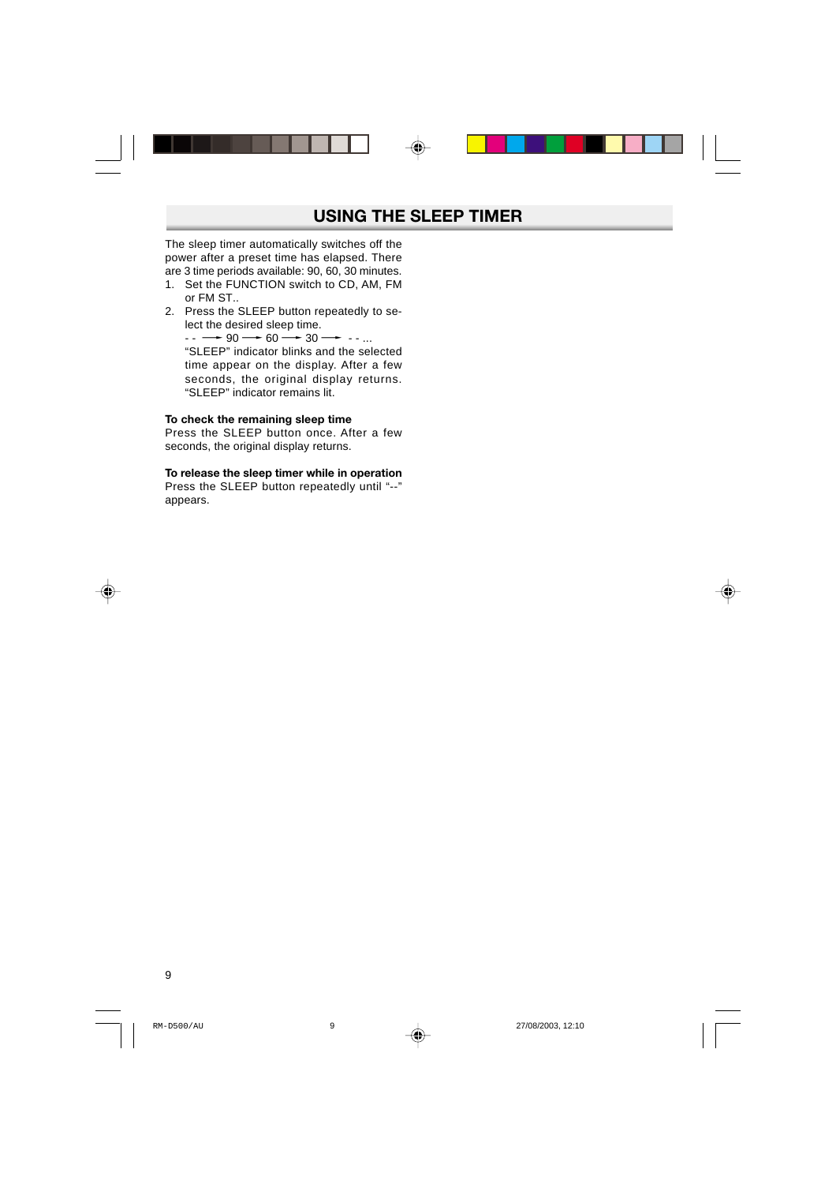# USING THE SLEEP TIMER

The sleep timer automatically switches off the power after a preset time has elapsed. There are 3 time periods available: 90, 60, 30 minutes.

1. Set the FUNCTION switch to CD, AM, FM or FM ST..
2. Press the SLEEP button repeatedly to select the desired sleep time.

   - - → 90 → 60 → 30 → - - ...

   "SLEEP" indicator blinks and the selected time appear on the display. After a few seconds, the original display returns. "SLEEP" indicator remains lit.

**To check the remaining sleep time**

Press the SLEEP button once. After a few seconds, the original display returns.

**To release the sleep timer while in operation**

Press the SLEEP button repeatedly until "--" appears.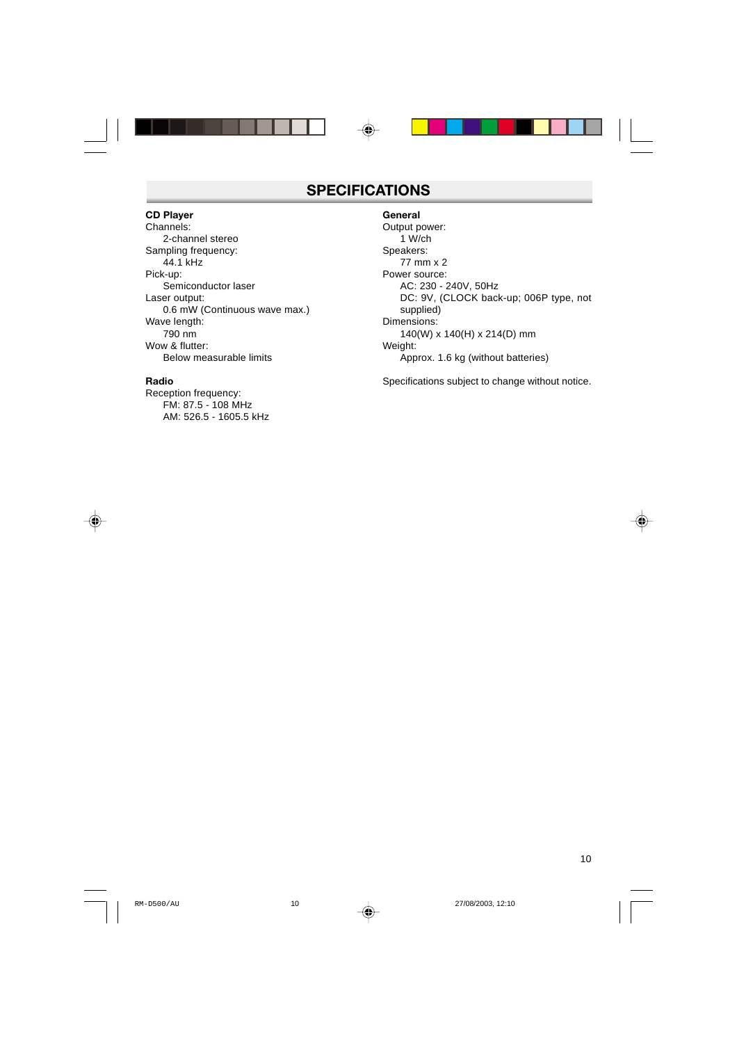# SPECIFICATIONS

**CD Player**

Channels:
  2-channel stereo
Sampling frequency:
  44.1 kHz
Pick-up:
  Semiconductor laser
Laser output:
  0.6 mW (Continuous wave max.)
Wave length:
  790 nm
Wow & flutter:
  Below measurable limits

**Radio**

Reception frequency:
  FM: 87.5 - 108 MHz
  AM: 526.5 - 1605.5 kHz

**General**

Output power:
  1 W/ch
Speakers:
  77 mm x 2
Power source:
  AC: 230 - 240V, 50Hz
  DC: 9V, (CLOCK back-up; 006P type, not supplied)
Dimensions:
  140(W) x 140(H) x 214(D) mm
Weight:
  Approx. 1.6 kg (without batteries)

Specifications subject to change without notice.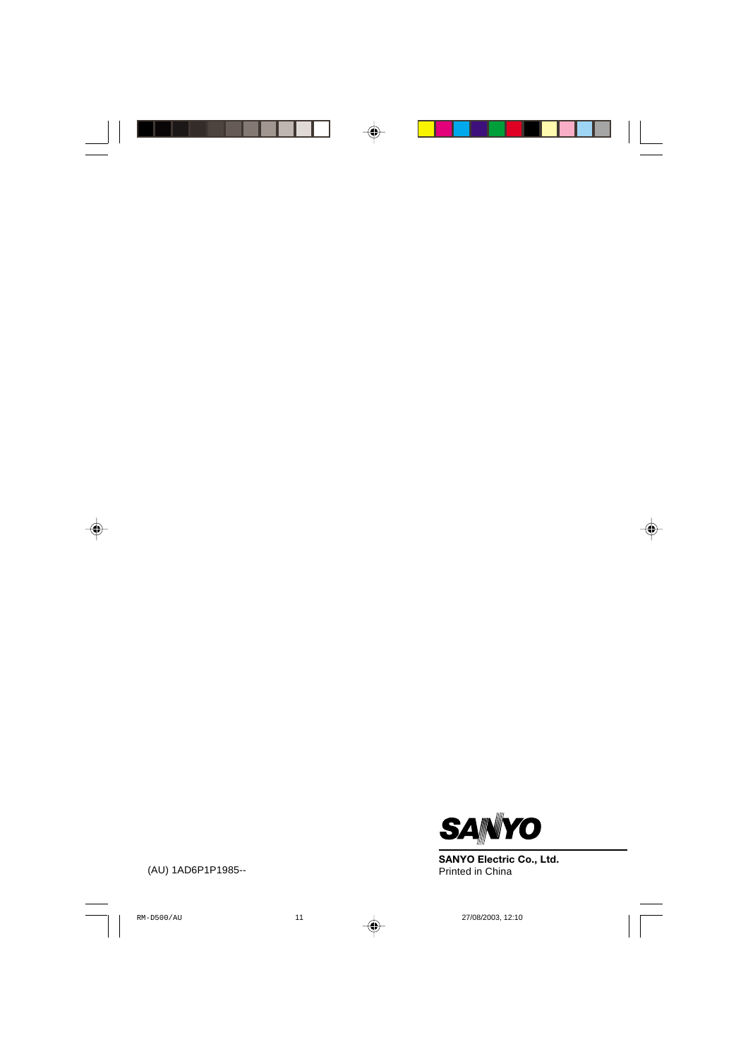SANYO

**SANYO Electric Co., Ltd.**
Printed in China

(AU) 1AD6P1P1985--